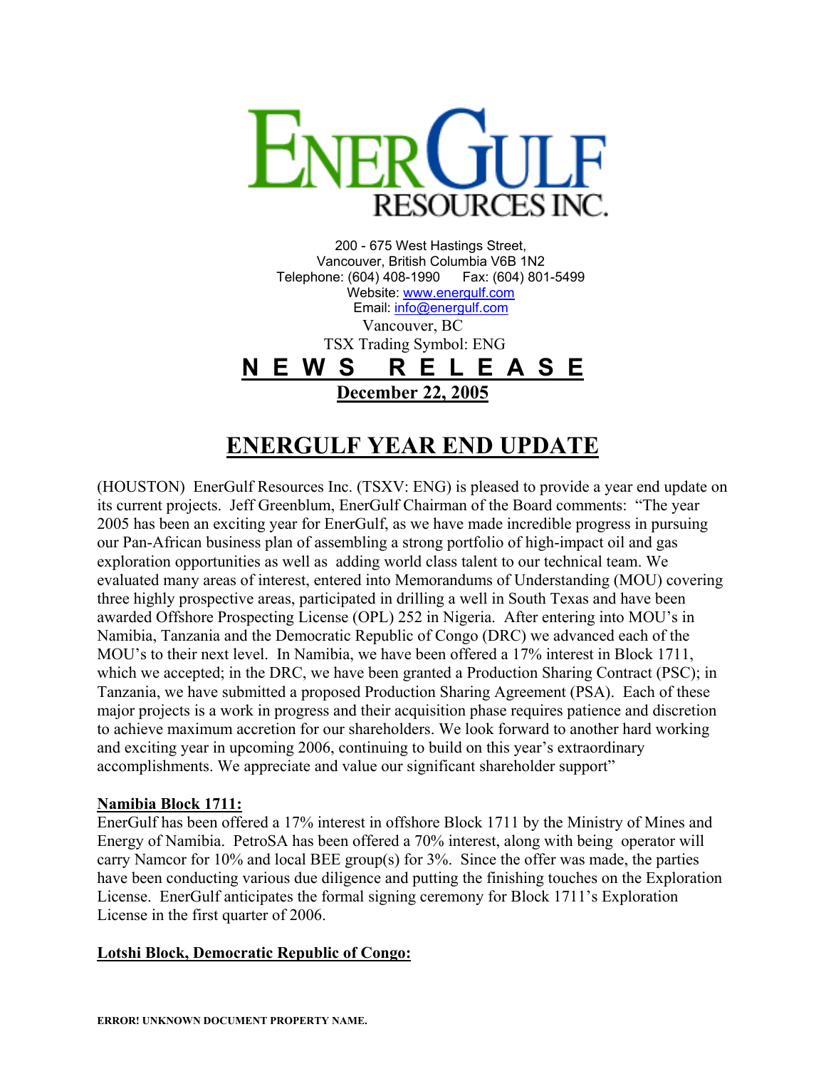# ENERGULF RESOURCES INC.

200 - 675 West Hastings Street,
Vancouver, British Columbia V6B 1N2
Telephone: (604) 408-1990 Fax: (604) 801-5499
Website: www.energulf.com
Email: info@energulf.com

Vancouver, BC
TSX Trading Symbol: ENG

**N E W S   R E L E A S E**

**December 22, 2005**

## ENERGULF YEAR END UPDATE

(HOUSTON) EnerGulf Resources Inc. (TSXV: ENG) is pleased to provide a year end update on its current projects. Jeff Greenblum, EnerGulf Chairman of the Board comments: "The year 2005 has been an exciting year for EnerGulf, as we have made incredible progress in pursuing our Pan-African business plan of assembling a strong portfolio of high-impact oil and gas exploration opportunities as well as adding world class talent to our technical team. We evaluated many areas of interest, entered into Memorandums of Understanding (MOU) covering three highly prospective areas, participated in drilling a well in South Texas and have been awarded Offshore Prospecting License (OPL) 252 in Nigeria. After entering into MOU's in Namibia, Tanzania and the Democratic Republic of Congo (DRC) we advanced each of the MOU's to their next level. In Namibia, we have been offered a 17% interest in Block 1711, which we accepted; in the DRC, we have been granted a Production Sharing Contract (PSC); in Tanzania, we have submitted a proposed Production Sharing Agreement (PSA). Each of these major projects is a work in progress and their acquisition phase requires patience and discretion to achieve maximum accretion for our shareholders. We look forward to another hard working and exciting year in upcoming 2006, continuing to build on this year's extraordinary accomplishments. We appreciate and value our significant shareholder support"

**Namibia Block 1711:**

EnerGulf has been offered a 17% interest in offshore Block 1711 by the Ministry of Mines and Energy of Namibia. PetroSA has been offered a 70% interest, along with being operator will carry Namcor for 10% and local BEE group(s) for 3%. Since the offer was made, the parties have been conducting various due diligence and putting the finishing touches on the Exploration License. EnerGulf anticipates the formal signing ceremony for Block 1711's Exploration License in the first quarter of 2006.

**Lotshi Block, Democratic Republic of Congo:**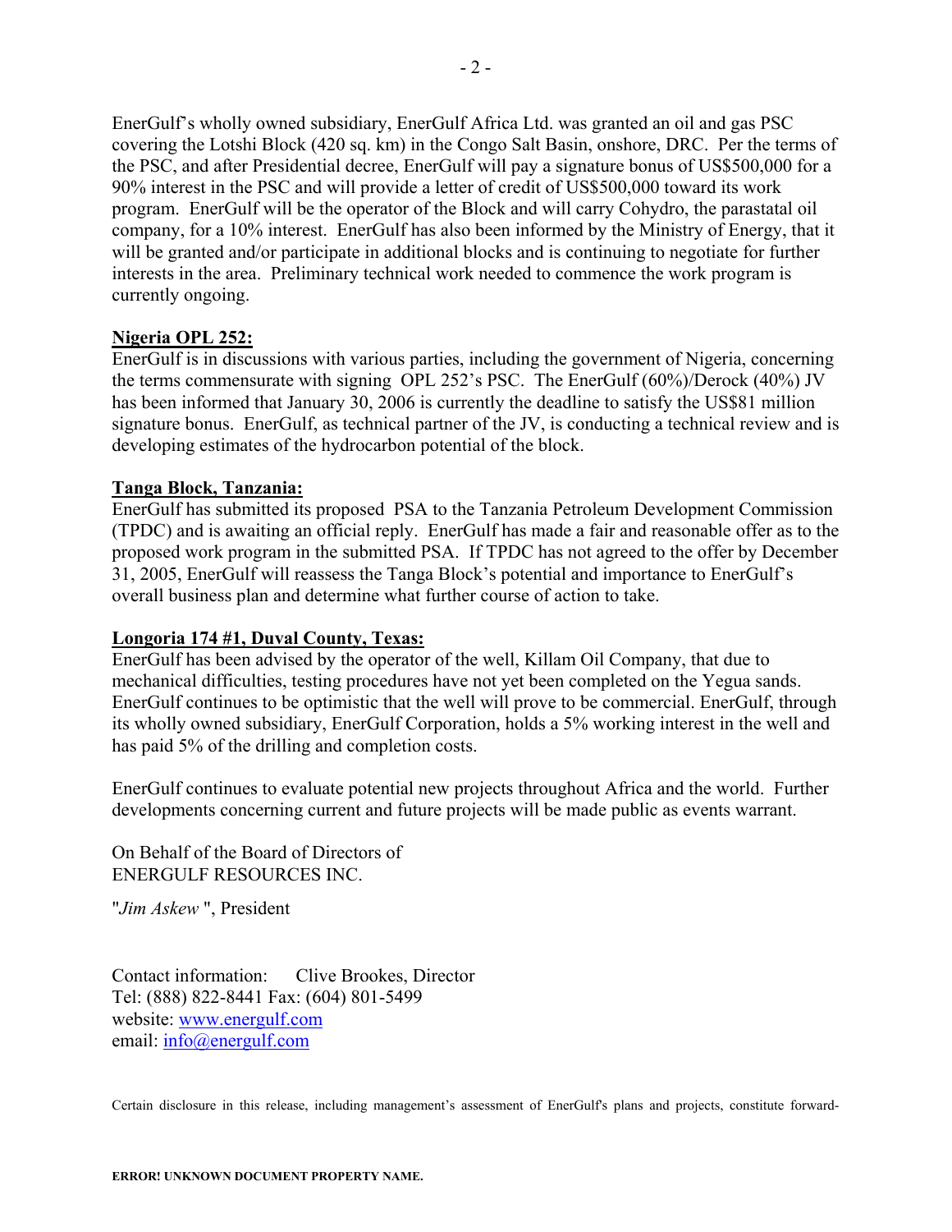EnerGulf's wholly owned subsidiary, EnerGulf Africa Ltd. was granted an oil and gas PSC covering the Lotshi Block (420 sq. km) in the Congo Salt Basin, onshore, DRC. Per the terms of the PSC, and after Presidential decree, EnerGulf will pay a signature bonus of US$500,000 for a 90% interest in the PSC and will provide a letter of credit of US$500,000 toward its work program. EnerGulf will be the operator of the Block and will carry Cohydro, the parastatal oil company, for a 10% interest. EnerGulf has also been informed by the Ministry of Energy, that it will be granted and/or participate in additional blocks and is continuing to negotiate for further interests in the area. Preliminary technical work needed to commence the work program is currently ongoing.

**Nigeria OPL 252:**

EnerGulf is in discussions with various parties, including the government of Nigeria, concerning the terms commensurate with signing OPL 252's PSC. The EnerGulf (60%)/Derock (40%) JV has been informed that January 30, 2006 is currently the deadline to satisfy the US$81 million signature bonus. EnerGulf, as technical partner of the JV, is conducting a technical review and is developing estimates of the hydrocarbon potential of the block.

**Tanga Block, Tanzania:**

EnerGulf has submitted its proposed PSA to the Tanzania Petroleum Development Commission (TPDC) and is awaiting an official reply. EnerGulf has made a fair and reasonable offer as to the proposed work program in the submitted PSA. If TPDC has not agreed to the offer by December 31, 2005, EnerGulf will reassess the Tanga Block's potential and importance to EnerGulf's overall business plan and determine what further course of action to take.

**Longoria 174 #1, Duval County, Texas:**

EnerGulf has been advised by the operator of the well, Killam Oil Company, that due to mechanical difficulties, testing procedures have not yet been completed on the Yegua sands. EnerGulf continues to be optimistic that the well will prove to be commercial. EnerGulf, through its wholly owned subsidiary, EnerGulf Corporation, holds a 5% working interest in the well and has paid 5% of the drilling and completion costs.

EnerGulf continues to evaluate potential new projects throughout Africa and the world. Further developments concerning current and future projects will be made public as events warrant.

On Behalf of the Board of Directors of
ENERGULF RESOURCES INC.

"*Jim Askew* ", President

Contact information: Clive Brookes, Director
Tel: (888) 822-8441 Fax: (604) 801-5499
website: www.energulf.com
email: info@energulf.com

Certain disclosure in this release, including management's assessment of EnerGulf's plans and projects, constitute forward-

**ERROR! UNKNOWN DOCUMENT PROPERTY NAME.**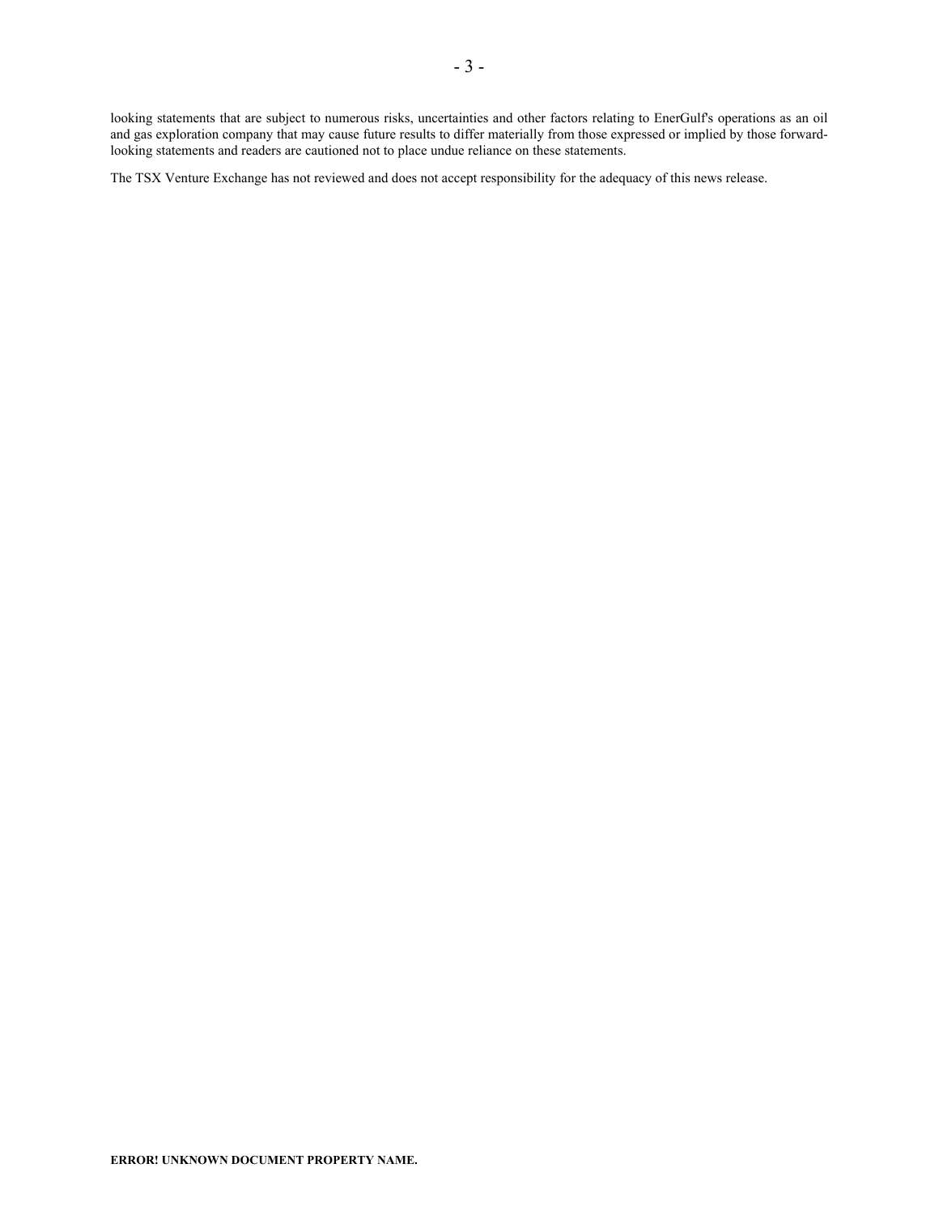looking statements that are subject to numerous risks, uncertainties and other factors relating to EnerGulf's operations as an oil and gas exploration company that may cause future results to differ materially from those expressed or implied by those forward-looking statements and readers are cautioned not to place undue reliance on these statements.

The TSX Venture Exchange has not reviewed and does not accept responsibility for the adequacy of this news release.